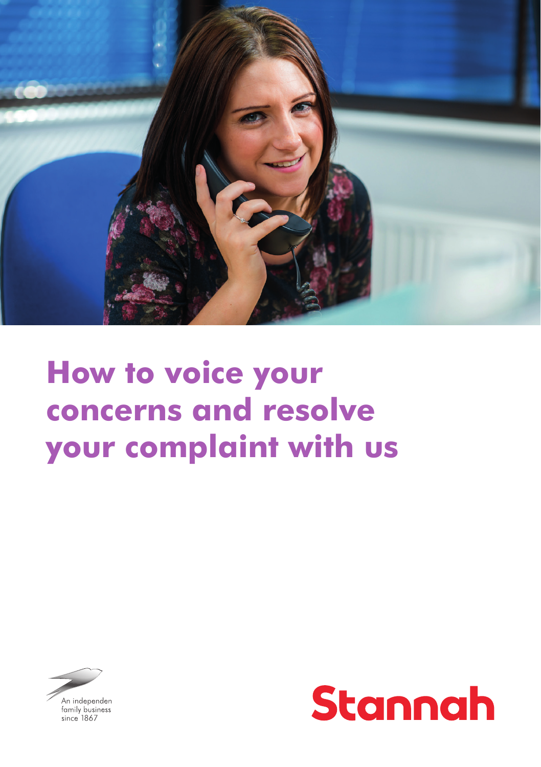# How to voice your concerns and resolve your complaint with us

An independen family business since 1867

Stannah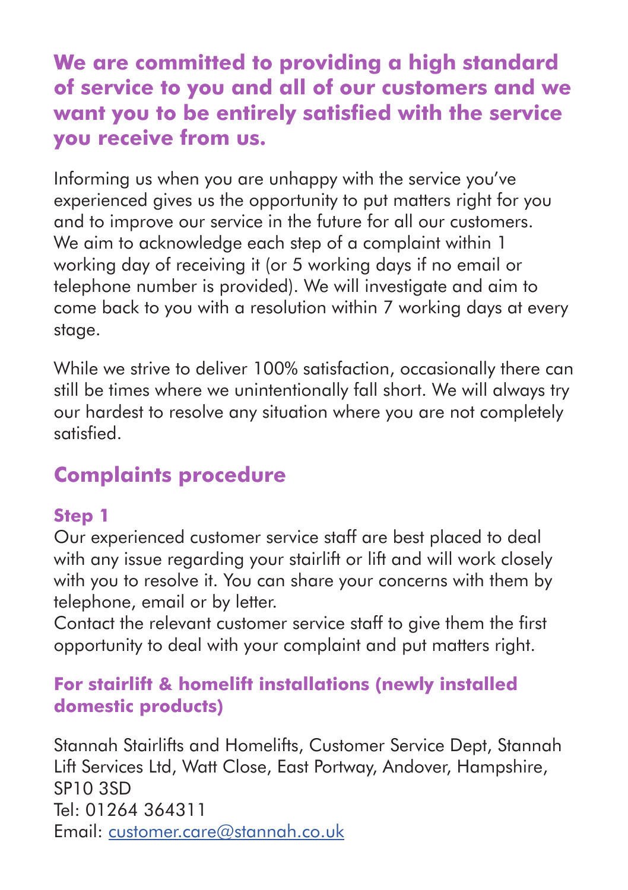**We are committed to providing a high standard of service to you and all of our customers and we want you to be entirely satisfied with the service you receive from us.**

Informing us when you are unhappy with the service you've experienced gives us the opportunity to put matters right for you and to improve our service in the future for all our customers. We aim to acknowledge each step of a complaint within 1 working day of receiving it (or 5 working days if no email or telephone number is provided). We will investigate and aim to come back to you with a resolution within 7 working days at every stage.

While we strive to deliver 100% satisfaction, occasionally there can still be times where we unintentionally fall short. We will always try our hardest to resolve any situation where you are not completely satisfied.

## Complaints procedure

### Step 1

Our experienced customer service staff are best placed to deal with any issue regarding your stairlift or lift and will work closely with you to resolve it. You can share your concerns with them by telephone, email or by letter.
Contact the relevant customer service staff to give them the first opportunity to deal with your complaint and put matters right.

### For stairlift & homelift installations (newly installed domestic products)

Stannah Stairlifts and Homelifts, Customer Service Dept, Stannah Lift Services Ltd, Watt Close, East Portway, Andover, Hampshire, SP10 3SD
Tel: 01264 364311
Email: customer.care@stannah.co.uk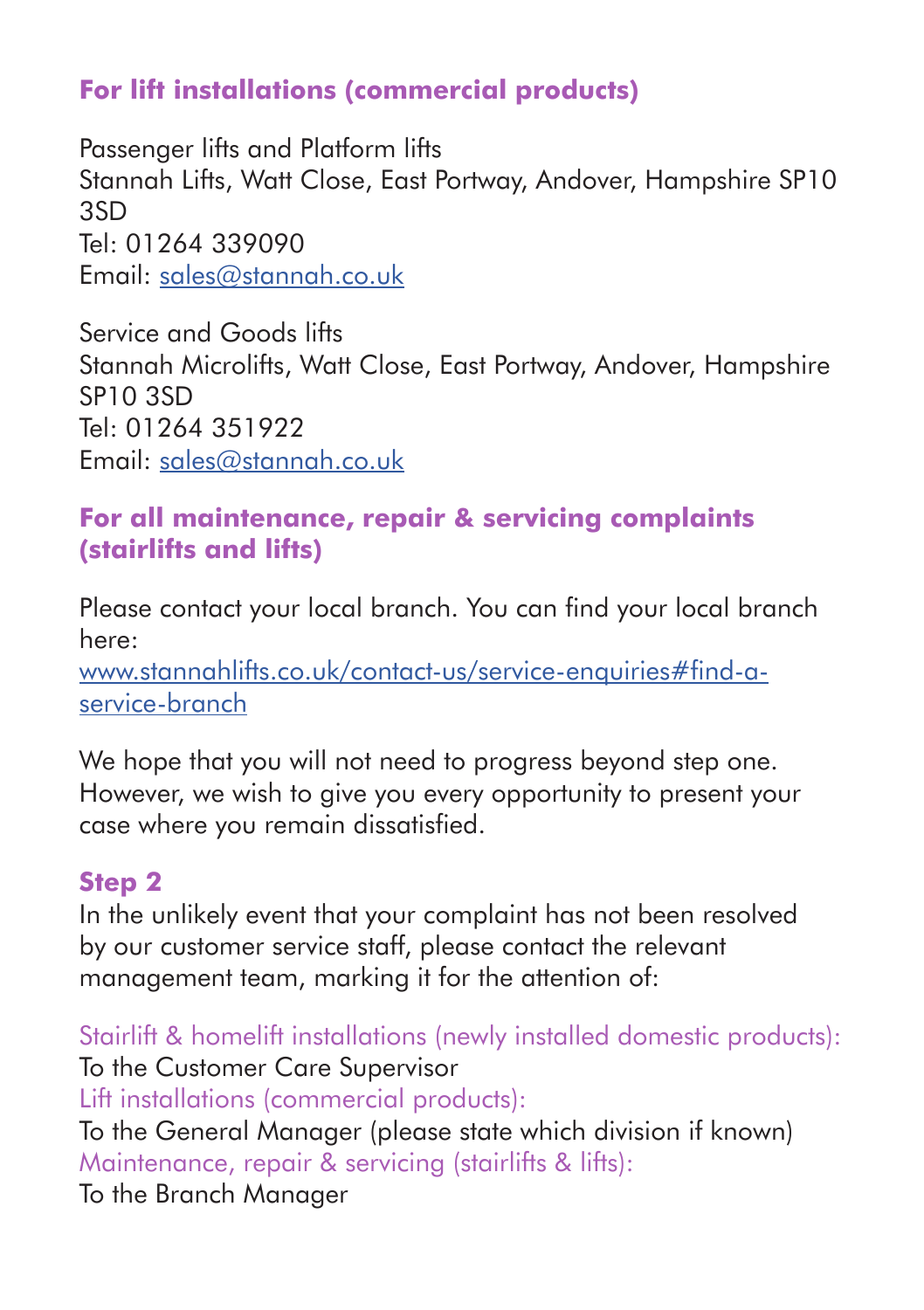### For lift installations (commercial products)

Passenger lifts and Platform lifts
Stannah Lifts, Watt Close, East Portway, Andover, Hampshire SP10 3SD
Tel: 01264 339090
Email: sales@stannah.co.uk

Service and Goods lifts
Stannah Microlifts, Watt Close, East Portway, Andover, Hampshire SP10 3SD
Tel: 01264 351922
Email: sales@stannah.co.uk

### For all maintenance, repair & servicing complaints (stairlifts and lifts)

Please contact your local branch. You can find your local branch here:
www.stannahlifts.co.uk/contact-us/service-enquiries#find-a-service-branch

We hope that you will not need to progress beyond step one. However, we wish to give you every opportunity to present your case where you remain dissatisfied.

### Step 2

In the unlikely event that your complaint has not been resolved by our customer service staff, please contact the relevant management team, marking it for the attention of:

Stairlift & homelift installations (newly installed domestic products):
To the Customer Care Supervisor
Lift installations (commercial products):
To the General Manager (please state which division if known)
Maintenance, repair & servicing (stairlifts & lifts):
To the Branch Manager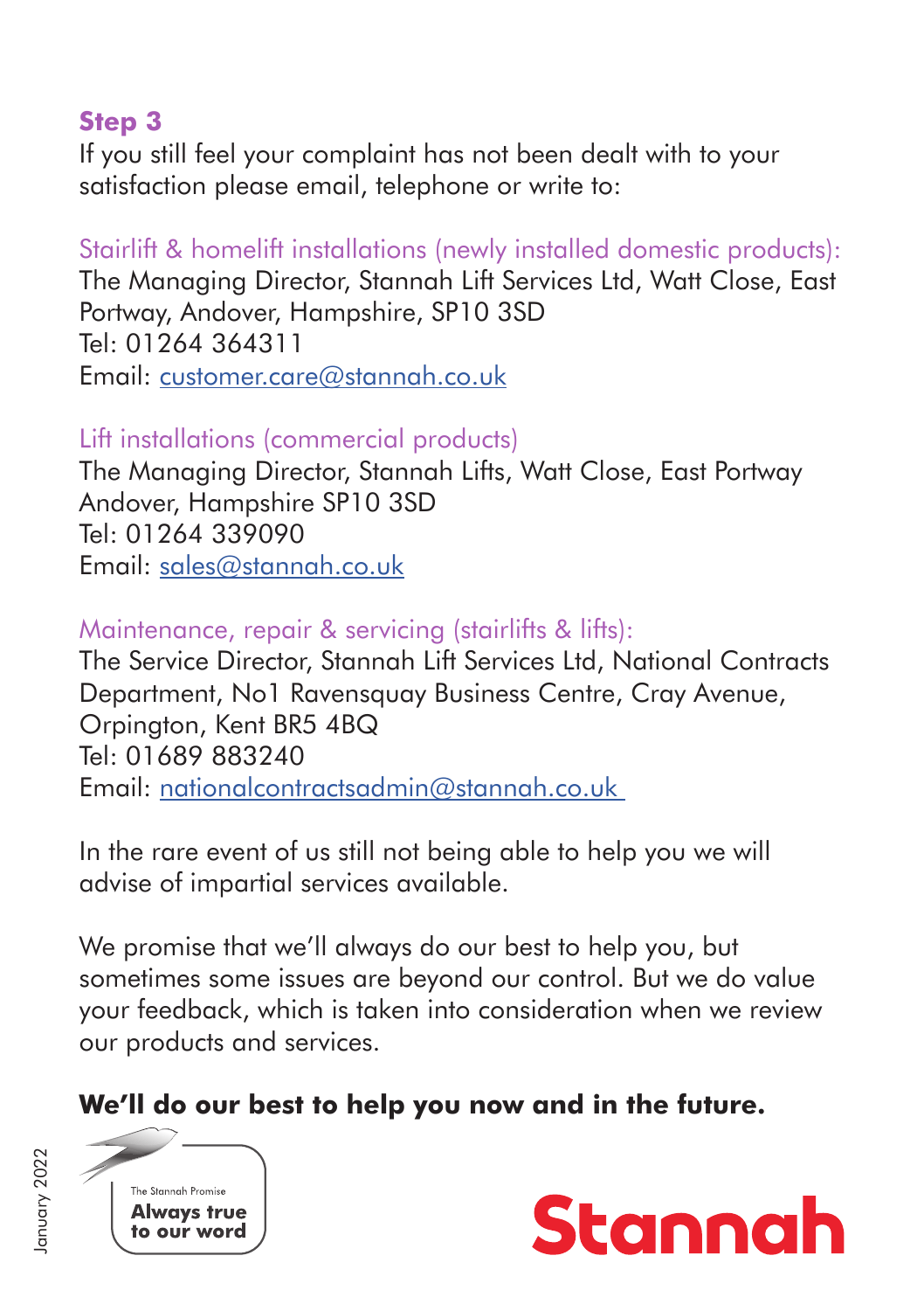### Step 3

If you still feel your complaint has not been dealt with to your satisfaction please email, telephone or write to:

Stairlift & homelift installations (newly installed domestic products):
The Managing Director, Stannah Lift Services Ltd, Watt Close, East Portway, Andover, Hampshire, SP10 3SD
Tel: 01264 364311
Email: customer.care@stannah.co.uk

Lift installations (commercial products)
The Managing Director, Stannah Lifts, Watt Close, East Portway Andover, Hampshire SP10 3SD
Tel: 01264 339090
Email: sales@stannah.co.uk

Maintenance, repair & servicing (stairlifts & lifts):
The Service Director, Stannah Lift Services Ltd, National Contracts Department, No1 Ravensquay Business Centre, Cray Avenue, Orpington, Kent BR5 4BQ
Tel: 01689 883240
Email: nationalcontractsadmin@stannah.co.uk

In the rare event of us still not being able to help you we will advise of impartial services available.

We promise that we'll always do our best to help you, but sometimes some issues are beyond our control. But we do value your feedback, which is taken into consideration when we review our products and services.

**We'll do our best to help you now and in the future.**

The Stannah Promise
**Always true to our word**

Stannah

January 2022